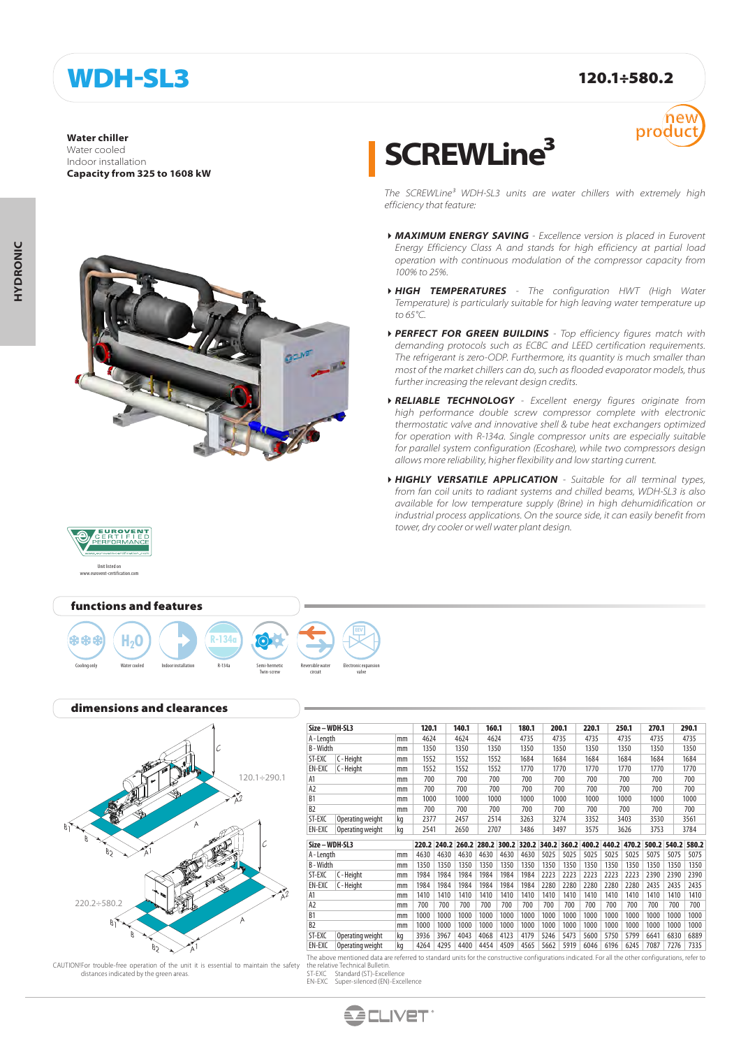# WDH-SL3

## 120.1÷580.2

**Water chiller**
Water cooled
Indoor installation
**Capacity from 325 to 1608 kW**

# SCREWLine³

new product

*The SCREWLine³ WDH-SL3 units are water chillers with extremely high efficiency that feature:*

- ***MAXIMUM ENERGY SAVING*** *- Excellence version is placed in Eurovent Energy Efficiency Class A and stands for high efficiency at partial load operation with continuous modulation of the compressor capacity from 100% to 25%.*
- ***HIGH TEMPERATURES*** *- The configuration HWT (High Water Temperature) is particularly suitable for high leaving water temperature up to 65°C.*
- ***PERFECT FOR GREEN BUILDINS*** *- Top efficiency figures match with demanding protocols such as ECBC and LEED certification requirements. The refrigerant is zero-ODP. Furthermore, its quantity is much smaller than most of the market chillers can do, such as flooded evaporator models, thus further increasing the relevant design credits.*
- ***RELIABLE TECHNOLOGY*** *- Excellent energy figures originate from high performance double screw compressor complete with electronic thermostatic valve and innovative shell & tube heat exchangers optimized for operation with R-134a. Single compressor units are especially suitable for parallel system configuration (Ecoshare), while two compressors design allows more reliability, higher flexibility and low starting current.*
- ***HIGHLY VERSATILE APPLICATION*** *- Suitable for all terminal types, from fan coil units to radiant systems and chilled beams, WDH-SL3 is also available for low temperature supply (Brine) in high dehumidification or industrial process applications. On the source side, it can easily benefit from tower, dry cooler or well water plant design.*

EUROVENT CERTIFIED PERFORMANCE
Unit listed on www.eurovent-certification.com

## functions and features

Cooling only · Water cooled · Indoor installation · R-134a · Semi-hermetic Twin-screw · Reversible water circuit · Electronic expansion valve

## dimensions and clearances

120.1÷290.1

220.2÷580.2

| Size – WDH-SL3 | | | 120.1 | 140.1 | 160.1 | 180.1 | 200.1 | 220.1 | 250.1 | 270.1 | 290.1 |
|---|---|---|---|---|---|---|---|---|---|---|---|
| A - Length | | mm | 4624 | 4624 | 4624 | 4735 | 4735 | 4735 | 4735 | 4735 | 4735 |
| B - Width | | mm | 1350 | 1350 | 1350 | 1350 | 1350 | 1350 | 1350 | 1350 | 1350 |
| ST-EXC | C - Height | mm | 1552 | 1552 | 1552 | 1684 | 1684 | 1684 | 1684 | 1684 | 1684 |
| EN-EXC | C - Height | mm | 1552 | 1552 | 1552 | 1770 | 1770 | 1770 | 1770 | 1770 | 1770 |
| A1 | | mm | 700 | 700 | 700 | 700 | 700 | 700 | 700 | 700 | 700 |
| A2 | | mm | 700 | 700 | 700 | 700 | 700 | 700 | 700 | 700 | 700 |
| B1 | | mm | 1000 | 1000 | 1000 | 1000 | 1000 | 1000 | 1000 | 1000 | 1000 |
| B2 | | mm | 700 | 700 | 700 | 700 | 700 | 700 | 700 | 700 | 700 |
| ST-EXC | Operating weight | kg | 2377 | 2457 | 2514 | 3263 | 3274 | 3352 | 3403 | 3530 | 3561 |
| EN-EXC | Operating weight | kg | 2541 | 2650 | 2707 | 3486 | 3497 | 3575 | 3626 | 3753 | 3784 |

| Size – WDH-SL3 | | | 220.2 | 240.2 | 260.2 | 280.2 | 300.2 | 320.2 | 340.2 | 360.2 | 400.2 | 440.2 | 470.2 | 500.2 | 540.2 | 580.2 |
|---|---|---|---|---|---|---|---|---|---|---|---|---|---|---|---|---|
| A - Length | | mm | 4630 | 4630 | 4630 | 4630 | 4630 | 4630 | 5025 | 5025 | 5025 | 5025 | 5025 | 5075 | 5075 | 5075 |
| B - Width | | mm | 1350 | 1350 | 1350 | 1350 | 1350 | 1350 | 1350 | 1350 | 1350 | 1350 | 1350 | 1350 | 1350 | 1350 |
| ST-EXC | C - Height | mm | 1984 | 1984 | 1984 | 1984 | 1984 | 1984 | 2223 | 2223 | 2223 | 2223 | 2223 | 2390 | 2390 | 2390 |
| EN-EXC | C - Height | mm | 1984 | 1984 | 1984 | 1984 | 1984 | 1984 | 2280 | 2280 | 2280 | 2280 | 2280 | 2435 | 2435 | 2435 |
| A1 | | mm | 1410 | 1410 | 1410 | 1410 | 1410 | 1410 | 1410 | 1410 | 1410 | 1410 | 1410 | 1410 | 1410 | 1410 |
| A2 | | mm | 700 | 700 | 700 | 700 | 700 | 700 | 700 | 700 | 700 | 700 | 700 | 700 | 700 | 700 |
| B1 | | mm | 1000 | 1000 | 1000 | 1000 | 1000 | 1000 | 1000 | 1000 | 1000 | 1000 | 1000 | 1000 | 1000 | 1000 |
| B2 | | mm | 1000 | 1000 | 1000 | 1000 | 1000 | 1000 | 1000 | 1000 | 1000 | 1000 | 1000 | 1000 | 1000 | 1000 |
| ST-EXC | Operating weight | kg | 3936 | 3967 | 4043 | 4068 | 4123 | 4179 | 5246 | 5473 | 5600 | 5750 | 5799 | 6641 | 6830 | 6889 |
| EN-EXC | Operating weight | kg | 4264 | 4295 | 4400 | 4454 | 4509 | 4565 | 5662 | 5919 | 6046 | 6196 | 6245 | 7087 | 7276 | 7335 |

The above mentioned data are referred to standard units for the constructive configurations indicated. For all the other configurations, refer to the relative Technical Bulletin.
ST-EXC Standard (ST)-Excellence
EN-EXC Super-silenced (EN)-Excellence

CAUTION!For trouble-free operation of the unit it is essential to maintain the safety distances indicated by the green areas.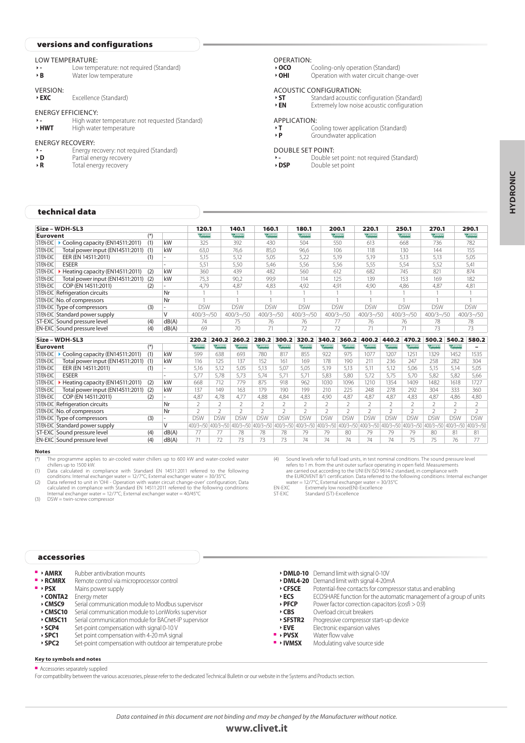## versions and configurations

LOW TEMPERATURE:
- **-** Low temperature: not required (Standard)
- **B** Water low temperature

VERSION:
- **EXC** Excellence (Standard)

ENERGY EFFICIENCY:
- **-** High water temperature: not requested (Standard)
- **HWT** High water temperature

ENERGY RECOVERY:
- **-** Energy recovery: not required (Standard)
- **D** Partial energy recovery
- **R** Total energy recovery

OPERATION:
- **OCO** Cooling-only operation (Standard)
- **OHI** Operation with water circuit change-over

ACOUSTIC CONFIGURATION:
- **ST** Standard acoustic configuration (Standard)
- **EN** Extremely low noise acoustic configuration

APPLICATION:
- **T** Cooling tower application (Standard)
- **P** Groundwater application

DOUBLE SET POINT:
- **-** Double set point: not required (Standard)
- **DSP** Double set point

HYDRONIC

## technical data

| | Size – WDH-SL3 | | | 120.1 | 140.1 | 160.1 | 180.1 | 200.1 | 220.1 | 250.1 | 270.1 | 290.1 |
|---|---|---|---|---|---|---|---|---|---|---|---|---|
| | **Eurovent** | (*) | | | | | | | | | | |
| ST/EN-EXC | Cooling capacity (EN14511:2011) | (1) | kW | 325 | 392 | 430 | 504 | 550 | 613 | 668 | 736 | 782 |
| ST/EN-EXC | Total power input (EN14511:2011) | (1) | kW | 63,0 | 76,6 | 85,0 | 96,6 | 106 | 118 | 130 | 144 | 155 |
| ST/EN-EXC | EER (EN 14511:2011) | (1) | - | 5,15 | 5,12 | 5,05 | 5,22 | 5,19 | 5,19 | 5,13 | 5,13 | 5,05 |
| ST/EN-EXC | ESEER | | - | 5,51 | 5,50 | 5,46 | 5,56 | 5,56 | 5,55 | 5,54 | 5,52 | 5,41 |
| ST/EN-EXC | Heating capacity (EN14511:2011) | (2) | kW | 360 | 439 | 482 | 560 | 612 | 682 | 745 | 821 | 874 |
| ST/EN-EXC | Total power input (EN14511:2011) | (2) | kW | 75,3 | 90,2 | 99,9 | 114 | 125 | 139 | 153 | 169 | 182 |
| ST/EN-EXC | COP (EN 14511:2011) | (2) | - | 4,79 | 4,87 | 4,83 | 4,92 | 4,91 | 4,90 | 4,86 | 4,87 | 4,81 |
| ST/EN-EXC | Refrigeration circuits | | Nr | 1 | 1 | 1 | 1 | 1 | 1 | 1 | 1 | 1 |
| ST/EN-EXC | No. of compressors | | Nr | 1 | 1 | 1 | 1 | 1 | 1 | 1 | 1 | 1 |
| ST/EN-EXC | Type of compressors | (3) | - | DSW | DSW | DSW | DSW | DSW | DSW | DSW | DSW | DSW |
| ST/EN-EXC | Standard power supply | | V | 400/3~/50 | 400/3~/50 | 400/3~/50 | 400/3~/50 | 400/3~/50 | 400/3~/50 | 400/3~/50 | 400/3~/50 | 400/3~/50 |
| ST-EXC | Sound pressure level | (4) | dB(A) | 74 | 75 | 76 | 76 | 77 | 76 | 76 | 78 | 78 |
| EN-EXC | Sound pressure level | (4) | dB(A) | 69 | 70 | 71 | 72 | 72 | 71 | 71 | 73 | 73 |

| | Size – WDH-SL3 | | | 220.2 | 240.2 | 260.2 | 280.2 | 300.2 | 320.2 | 340.2 | 360.2 | 400.2 | 440.2 | 470.2 | 500.2 | 540.2 | 580.2 |
|---|---|---|---|---|---|---|---|---|---|---|---|---|---|---|---|---|---|
| | **Eurovent** | (*) | | | | | | | | | | | | | | | – |
| ST/EN-EXC | Cooling capacity (EN14511:2011) | (1) | kW | 599 | 638 | 693 | 780 | 817 | 855 | 922 | 975 | 1077 | 1207 | 1251 | 1329 | 1452 | 1535 |
| ST/EN-EXC | Total power input (EN14511:2011) | (1) | kW | 116 | 125 | 137 | 152 | 161 | 169 | 178 | 190 | 211 | 236 | 247 | 258 | 282 | 304 |
| ST/EN-EXC | EER (EN 14511:2011) | (1) | - | 5,16 | 5,12 | 5,05 | 5,13 | 5,07 | 5,05 | 5,19 | 5,13 | 5,11 | 5,12 | 5,06 | 5,15 | 5,14 | 5,05 |
| ST/EN-EXC | ESEER | | - | 5,77 | 5,78 | 5,73 | 5,74 | 5,71 | 5,71 | 5,83 | 5,80 | 5,72 | 5,75 | 5,70 | 5,82 | 5,82 | 5,66 |
| ST/EN-EXC | Heating capacity (EN14511:2011) | (2) | kW | 668 | 712 | 779 | 875 | 918 | 962 | 1030 | 1096 | 1210 | 1354 | 1409 | 1482 | 1618 | 1727 |
| ST/EN-EXC | Total power input (EN14511:2011) | (2) | kW | 137 | 149 | 163 | 179 | 190 | 199 | 210 | 225 | 248 | 278 | 292 | 304 | 333 | 360 |
| ST/EN-EXC | COP (EN 14511:2011) | (2) | - | 4,87 | 4,78 | 4,77 | 4,88 | 4,84 | 4,83 | 4,90 | 4,87 | 4,87 | 4,87 | 4,83 | 4,87 | 4,86 | 4,80 |
| ST/EN-EXC | Refrigeration circuits | | Nr | 2 | 2 | 2 | 2 | 2 | 2 | 2 | 2 | 2 | 2 | 2 | 2 | 2 | 2 |
| ST/EN-EXC | No. of compressors | | Nr | 2 | 2 | 2 | 2 | 2 | 2 | 2 | 2 | 2 | 2 | 2 | 2 | 2 | 2 |
| ST/EN-EXC | Type of compressors | (3) | - | DSW | DSW | DSW | DSW | DSW | DSW | DSW | DSW | DSW | DSW | DSW | DSW | DSW | DSW |
| ST/EN-EXC | Standard power supply | | V | 400/3~/50 | 400/3~/50 | 400/3~/50 | 400/3~/50 | 400/3~/50 | 400/3~/50 | 400/3~/50 | 400/3~/50 | 400/3~/50 | 400/3~/50 | 400/3~/50 | 400/3~/50 | 400/3~/50 | 400/3~/50 |
| ST-EXC | Sound pressure level | (4) | dB(A) | 77 | 77 | 78 | 78 | 78 | 79 | 79 | 80 | 79 | 79 | 79 | 80 | 81 | 81 |
| EN-EXC | Sound pressure level | (4) | dB(A) | 71 | 72 | 73 | 73 | 73 | 74 | 74 | 74 | 74 | 74 | 75 | 75 | 76 | 77 |

**Notes**

(*) The programme applies to air-cooled water chillers up to 600 kW and water-cooled water chillers up to 1500 kW.
(1) Data calculated in compliance with Standard EN 14511:2011 referred to the following conditions: Internal exchanger water = 12/7°C; External exchanger water = 30/35°C
(2) Data referred to unit in 'OHI - Operation with water circuit change-over' configuration; Data calculated in compliance with Standard EN 14511:2011 referred to the following conditions: Internal exchanger water = 12/7°C; External exchanger water = 40/45°C
(3) DSW = twin-screw compressor
(4) Sound levels refer to full load units, in test nominal conditions. The sound pressure level refers to 1 m. from the unit outer surface operating in open field. Measurements are carried out according to the UNI EN ISO 9614-2 standard, in compliance with the EUROVENT 8/1 certification. Data referred to the following conditions: Internal exchanger water = 12/7°C; External exchanger water = 30/35°C
EN-EXC Extremely low noise(EN)-Excellence
ST-EXC Standard (ST)-Excellence

## accessories

- ■ **AMRX** Rubber antivibration mounts
- ■ **RCMRX** Remote control via microprocessor control
- ■ **PSX** Mains power supply
- **CONTA2** Energy meter
- **CMSC9** Serial communication module to Modbus supervisor
- **CMSC10** Serial communication module to LonWorks supervisor
- **CMSC11** Serial communication module for BACnet-IP supervisor
- **SCP4** Set-point compensation with signal 0-10 V
- **SPC1** Set point compensation with 4-20 mA signal
- **SPC2** Set-point compensation with outdoor air temperature probe
- **DML0-10** Demand limit with signal 0-10V
- **DML4-20** Demand limit with signal 4-20mA
- **CFSCE** Potential-free contacts for compressor status and enabling
- **ECS** ECOSHARE function for the automatic management of a group of units
- **PFCP** Power factor correction capacitors (cosfi > 0.9)
- **CBS** Overload circuit breakers
- **SFSTR2** Progressive compressor start-up device
- **EVE** Electronic expansion valves
- ■ **PVSX** Water flow valve
- ■ **IVMSX** Modulating valve source side

**Key to symbols and notes**

■ Accessories separately supplied

For compatibility between the various accessories, please refer to the dedicated Technical Bulletin or our website in the Systems and Products section.

*Data contained in this document are not binding and may be changed by the Manufacturer without notice.*

**www.clivet.it**